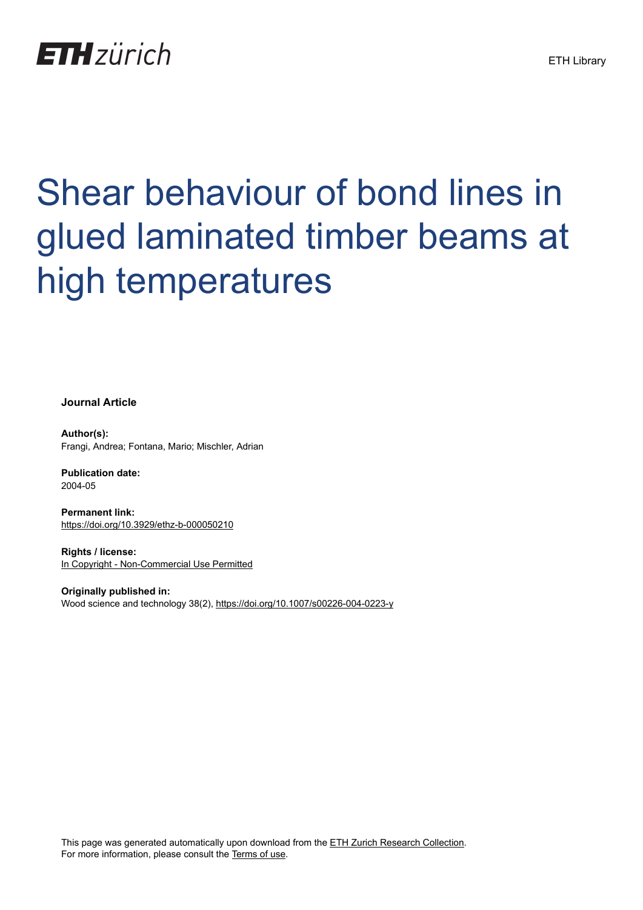# Shear behaviour of bond lines in glued laminated timber beams at high temperatures

**Journal Article**

**Author(s):**
Frangi, Andrea; Fontana, Mario; Mischler, Adrian

**Publication date:**
2004-05

**Permanent link:**
https://doi.org/10.3929/ethz-b-000050210

**Rights / license:**
In Copyright - Non-Commercial Use Permitted

**Originally published in:**
Wood science and technology 38(2), https://doi.org/10.1007/s00226-004-0223-y

This page was generated automatically upon download from the ETH Zurich Research Collection.
For more information, please consult the Terms of use.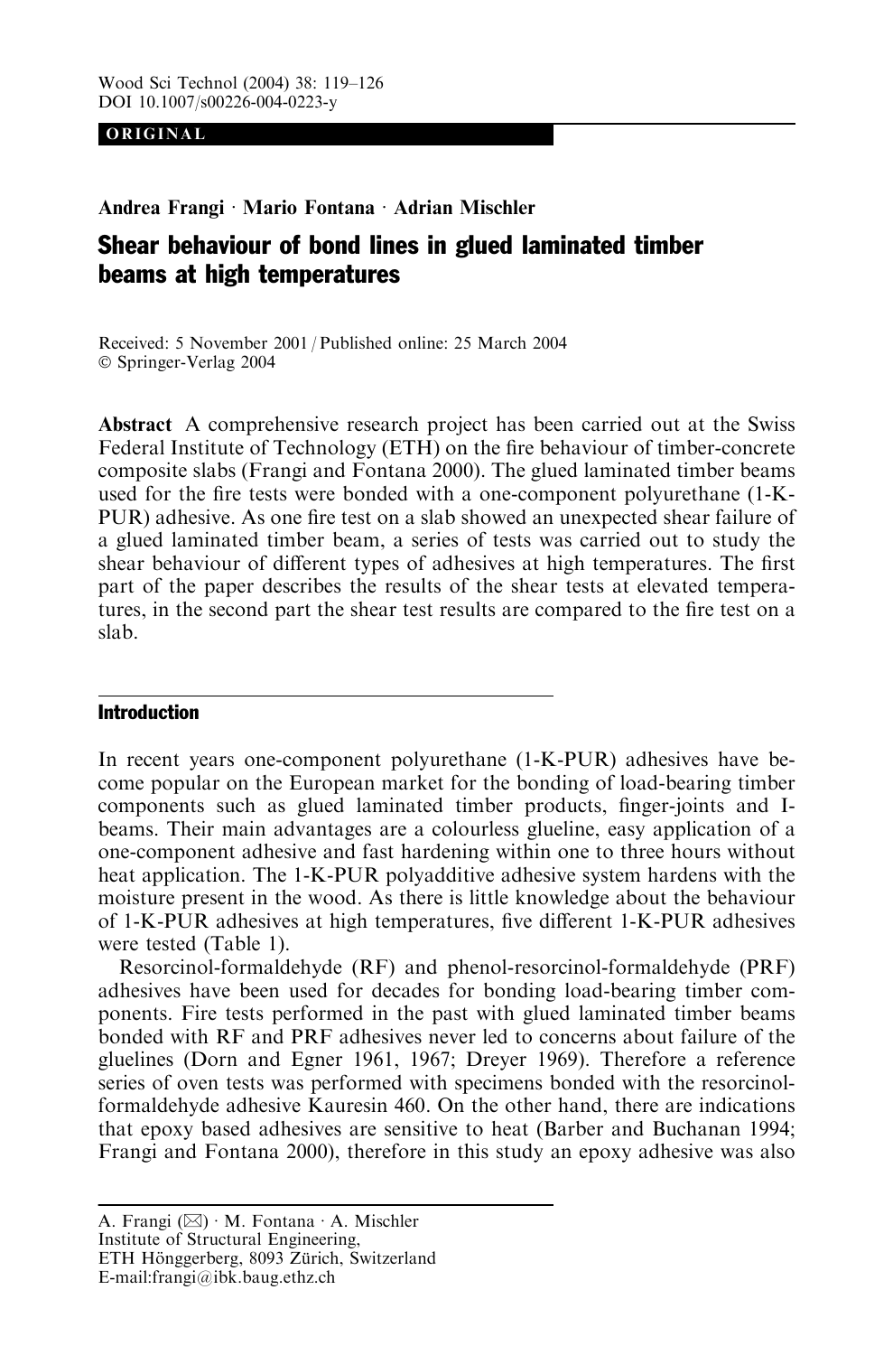ORIGINAL

Andrea Frangi · Mario Fontana · Adrian Mischler

# Shear behaviour of bond lines in glued laminated timber beams at high temperatures

Received: 5 November 2001 / Published online: 25 March 2004
© Springer-Verlag 2004

**Abstract** A comprehensive research project has been carried out at the Swiss Federal Institute of Technology (ETH) on the fire behaviour of timber-concrete composite slabs (Frangi and Fontana 2000). The glued laminated timber beams used for the fire tests were bonded with a one-component polyurethane (1-K-PUR) adhesive. As one fire test on a slab showed an unexpected shear failure of a glued laminated timber beam, a series of tests was carried out to study the shear behaviour of different types of adhesives at high temperatures. The first part of the paper describes the results of the shear tests at elevated temperatures, in the second part the shear test results are compared to the fire test on a slab.

## Introduction

In recent years one-component polyurethane (1-K-PUR) adhesives have become popular on the European market for the bonding of load-bearing timber components such as glued laminated timber products, finger-joints and I-beams. Their main advantages are a colourless glueline, easy application of a one-component adhesive and fast hardening within one to three hours without heat application. The 1-K-PUR polyadditive adhesive system hardens with the moisture present in the wood. As there is little knowledge about the behaviour of 1-K-PUR adhesives at high temperatures, five different 1-K-PUR adhesives were tested (Table 1).

Resorcinol-formaldehyde (RF) and phenol-resorcinol-formaldehyde (PRF) adhesives have been used for decades for bonding load-bearing timber components. Fire tests performed in the past with glued laminated timber beams bonded with RF and PRF adhesives never led to concerns about failure of the gluelines (Dorn and Egner 1961, 1967; Dreyer 1969). Therefore a reference series of oven tests was performed with specimens bonded with the resorcinol-formaldehyde adhesive Kauresin 460. On the other hand, there are indications that epoxy based adhesives are sensitive to heat (Barber and Buchanan 1994; Frangi and Fontana 2000), therefore in this study an epoxy adhesive was also

A. Frangi (✉) · M. Fontana · A. Mischler
Institute of Structural Engineering,
ETH Hönggerberg, 8093 Zürich, Switzerland
E-mail:frangi@ibk.baug.ethz.ch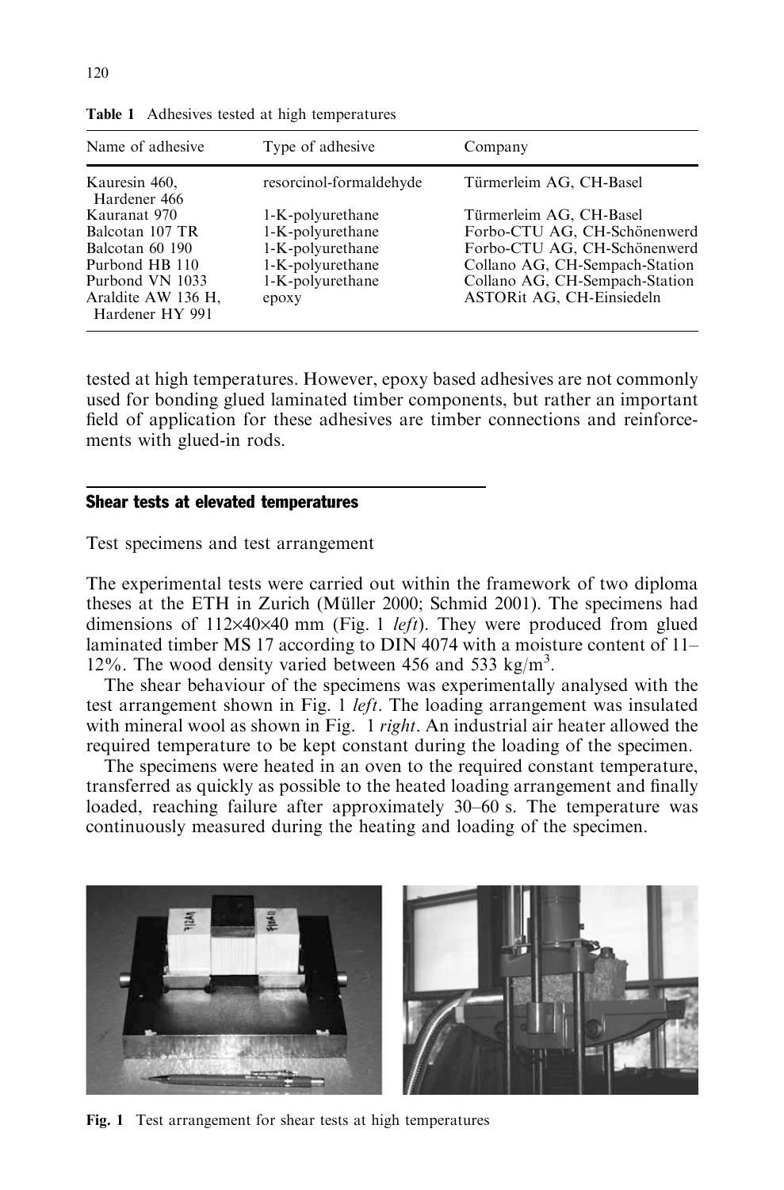**Table 1** Adhesives tested at high temperatures

| Name of adhesive | Type of adhesive | Company |
|---|---|---|
| Kauresin 460, Hardener 466 | resorcinol-formaldehyde | Türmerleim AG, CH-Basel |
| Kauranat 970 | 1-K-polyurethane | Türmerleim AG, CH-Basel |
| Balcotan 107 TR | 1-K-polyurethane | Forbo-CTU AG, CH-Schönenwerd |
| Balcotan 60 190 | 1-K-polyurethane | Forbo-CTU AG, CH-Schönenwerd |
| Purbond HB 110 | 1-K-polyurethane | Collano AG, CH-Sempach-Station |
| Purbond VN 1033 | 1-K-polyurethane | Collano AG, CH-Sempach-Station |
| Araldite AW 136 H, Hardener HY 991 | epoxy | ASTORit AG, CH-Einsiedeln |

tested at high temperatures. However, epoxy based adhesives are not commonly used for bonding glued laminated timber components, but rather an important field of application for these adhesives are timber connections and reinforcements with glued-in rods.

## Shear tests at elevated temperatures

### Test specimens and test arrangement

The experimental tests were carried out within the framework of two diploma theses at the ETH in Zurich (Müller 2000; Schmid 2001). The specimens had dimensions of 112×40×40 mm (Fig. 1 *left*). They were produced from glued laminated timber MS 17 according to DIN 4074 with a moisture content of 11–12%. The wood density varied between 456 and 533 kg/m$^3$.

The shear behaviour of the specimens was experimentally analysed with the test arrangement shown in Fig. 1 *left*. The loading arrangement was insulated with mineral wool as shown in Fig. 1 *right*. An industrial air heater allowed the required temperature to be kept constant during the loading of the specimen.

The specimens were heated in an oven to the required constant temperature, transferred as quickly as possible to the heated loading arrangement and finally loaded, reaching failure after approximately 30–60 s. The temperature was continuously measured during the heating and loading of the specimen.

**Fig. 1** Test arrangement for shear tests at high temperatures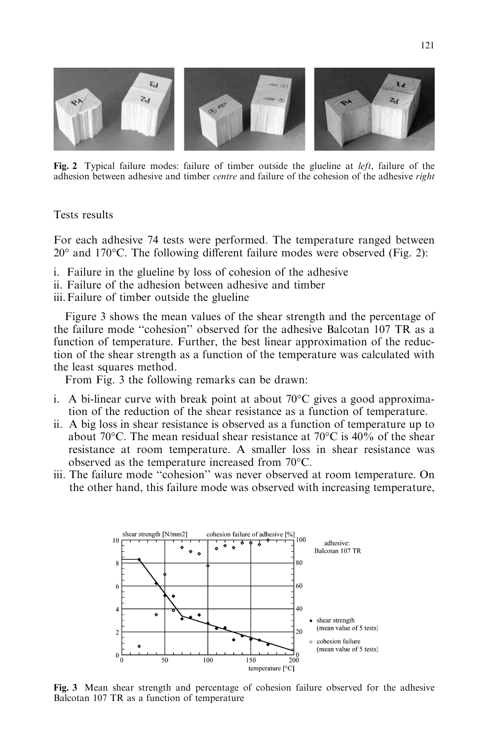Fig. 2 Typical failure modes: failure of timber outside the glueline at *left*, failure of the adhesion between adhesive and timber *centre* and failure of the cohesion of the adhesive *right*

## Tests results

For each adhesive 74 tests were performed. The temperature ranged between 20° and 170°C. The following different failure modes were observed (Fig. 2):

i. Failure in the glueline by loss of cohesion of the adhesive
ii. Failure of the adhesion between adhesive and timber
iii. Failure of timber outside the glueline

Figure 3 shows the mean values of the shear strength and the percentage of the failure mode "cohesion" observed for the adhesive Balcotan 107 TR as a function of temperature. Further, the best linear approximation of the reduction of the shear strength as a function of the temperature was calculated with the least squares method.

From Fig. 3 the following remarks can be drawn:

i. A bi-linear curve with break point at about 70°C gives a good approximation of the reduction of the shear resistance as a function of temperature.
ii. A big loss in shear resistance is observed as a function of temperature up to about 70°C. The mean residual shear resistance at 70°C is 40% of the shear resistance at room temperature. A smaller loss in shear resistance was observed as the temperature increased from 70°C.
iii. The failure mode "cohesion" was never observed at room temperature. On the other hand, this failure mode was observed with increasing temperature,

Fig. 3 Mean shear strength and percentage of cohesion failure observed for the adhesive Balcotan 107 TR as a function of temperature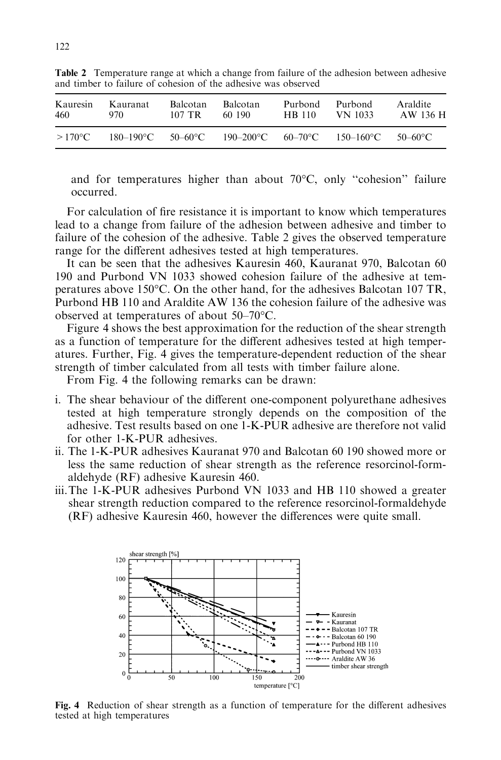**Table 2** Temperature range at which a change from failure of the adhesion between adhesive and timber to failure of cohesion of the adhesive was observed

| Kauresin 460 | Kauranat 970 | Balcotan 107 TR | Balcotan 60 190 | Purbond HB 110 | Purbond VN 1033 | Araldite AW 136 H |
|---|---|---|---|---|---|---|
| >170°C | 180–190°C | 50–60°C | 190–200°C | 60–70°C | 150–160°C | 50–60°C |

and for temperatures higher than about 70°C, only "cohesion" failure occurred.

For calculation of fire resistance it is important to know which temperatures lead to a change from failure of the adhesion between adhesive and timber to failure of the cohesion of the adhesive. Table 2 gives the observed temperature range for the different adhesives tested at high temperatures.

It can be seen that the adhesives Kauresin 460, Kauranat 970, Balcotan 60 190 and Purbond VN 1033 showed cohesion failure of the adhesive at temperatures above 150°C. On the other hand, for the adhesives Balcotan 107 TR, Purbond HB 110 and Araldite AW 136 the cohesion failure of the adhesive was observed at temperatures of about 50–70°C.

Figure 4 shows the best approximation for the reduction of the shear strength as a function of temperature for the different adhesives tested at high temperatures. Further, Fig. 4 gives the temperature-dependent reduction of the shear strength of timber calculated from all tests with timber failure alone.

From Fig. 4 the following remarks can be drawn:

i. The shear behaviour of the different one-component polyurethane adhesives tested at high temperature strongly depends on the composition of the adhesive. Test results based on one 1-K-PUR adhesive are therefore not valid for other 1-K-PUR adhesives.
ii. The 1-K-PUR adhesives Kauranat 970 and Balcotan 60 190 showed more or less the same reduction of shear strength as the reference resorcinol-formaldehyde (RF) adhesive Kauresin 460.
iii. The 1-K-PUR adhesives Purbond VN 1033 and HB 110 showed a greater shear strength reduction compared to the reference resorcinol-formaldehyde (RF) adhesive Kauresin 460, however the differences were quite small.

**Fig. 4** Reduction of shear strength as a function of temperature for the different adhesives tested at high temperatures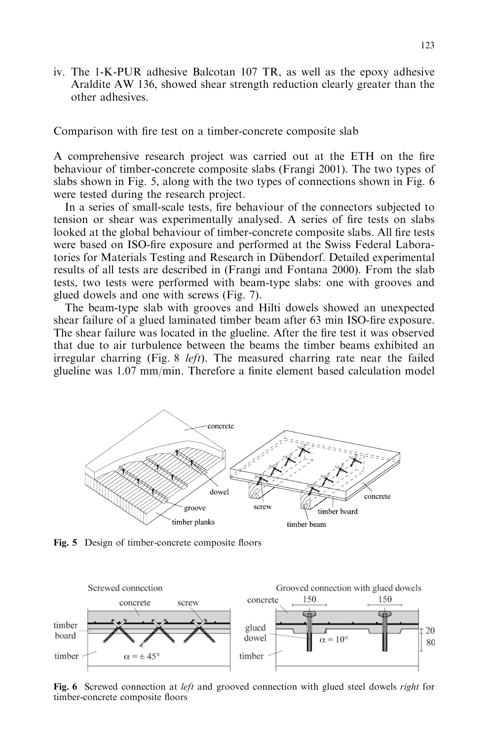iv. The 1-K-PUR adhesive Balcotan 107 TR, as well as the epoxy adhesive Araldite AW 136, showed shear strength reduction clearly greater than the other adhesives.

Comparison with fire test on a timber-concrete composite slab

A comprehensive research project was carried out at the ETH on the fire behaviour of timber-concrete composite slabs (Frangi 2001). The two types of slabs shown in Fig. 5, along with the two types of connections shown in Fig. 6 were tested during the research project.

In a series of small-scale tests, fire behaviour of the connectors subjected to tension or shear was experimentally analysed. A series of fire tests on slabs looked at the global behaviour of timber-concrete composite slabs. All fire tests were based on ISO-fire exposure and performed at the Swiss Federal Laboratories for Materials Testing and Research in Dübendorf. Detailed experimental results of all tests are described in (Frangi and Fontana 2000). From the slab tests, two tests were performed with beam-type slabs: one with grooves and glued dowels and one with screws (Fig. 7).

The beam-type slab with grooves and Hilti dowels showed an unexpected shear failure of a glued laminated timber beam after 63 min ISO-fire exposure. The shear failure was located in the glueline. After the fire test it was observed that due to air turbulence between the beams the timber beams exhibited an irregular charring (Fig. 8 *left*). The measured charring rate near the failed glueline was 1.07 mm/min. Therefore a finite element based calculation model

**Fig. 5** Design of timber-concrete composite floors

**Fig. 6** Screwed connection at *left* and grooved connection with glued steel dowels *right* for timber-concrete composite floors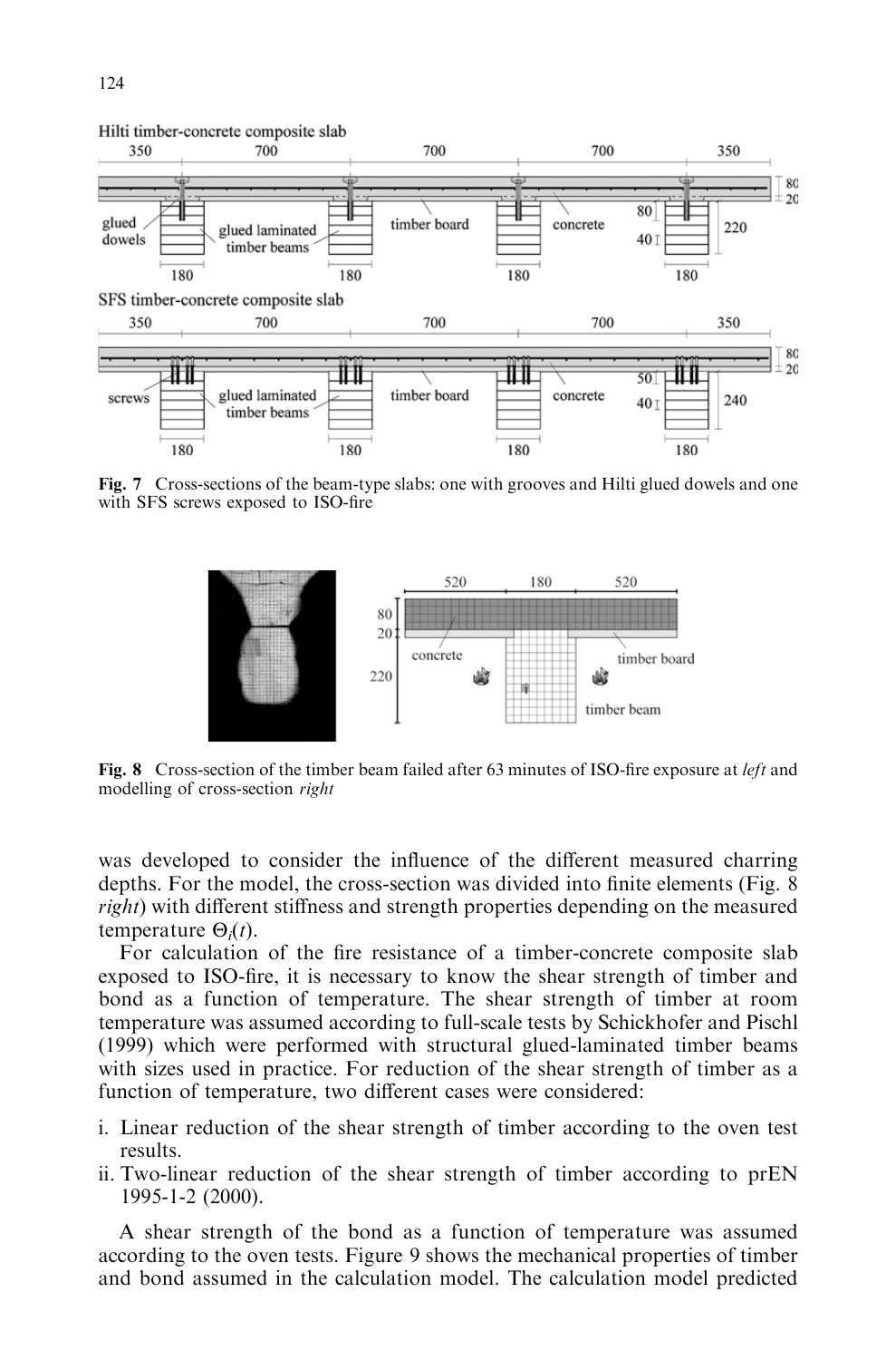**Fig. 7** Cross-sections of the beam-type slabs: one with grooves and Hilti glued dowels and one with SFS screws exposed to ISO-fire

**Fig. 8** Cross-section of the timber beam failed after 63 minutes of ISO-fire exposure at *left* and modelling of cross-section *right*

was developed to consider the influence of the different measured charring depths. For the model, the cross-section was divided into finite elements (Fig. 8 *right*) with different stiffness and strength properties depending on the measured temperature $\Theta_i(t)$.

For calculation of the fire resistance of a timber-concrete composite slab exposed to ISO-fire, it is necessary to know the shear strength of timber and bond as a function of temperature. The shear strength of timber at room temperature was assumed according to full-scale tests by Schickhofer and Pischl (1999) which were performed with structural glued-laminated timber beams with sizes used in practice. For reduction of the shear strength of timber as a function of temperature, two different cases were considered:

i. Linear reduction of the shear strength of timber according to the oven test results.
ii. Two-linear reduction of the shear strength of timber according to prEN 1995-1-2 (2000).

A shear strength of the bond as a function of temperature was assumed according to the oven tests. Figure 9 shows the mechanical properties of timber and bond assumed in the calculation model. The calculation model predicted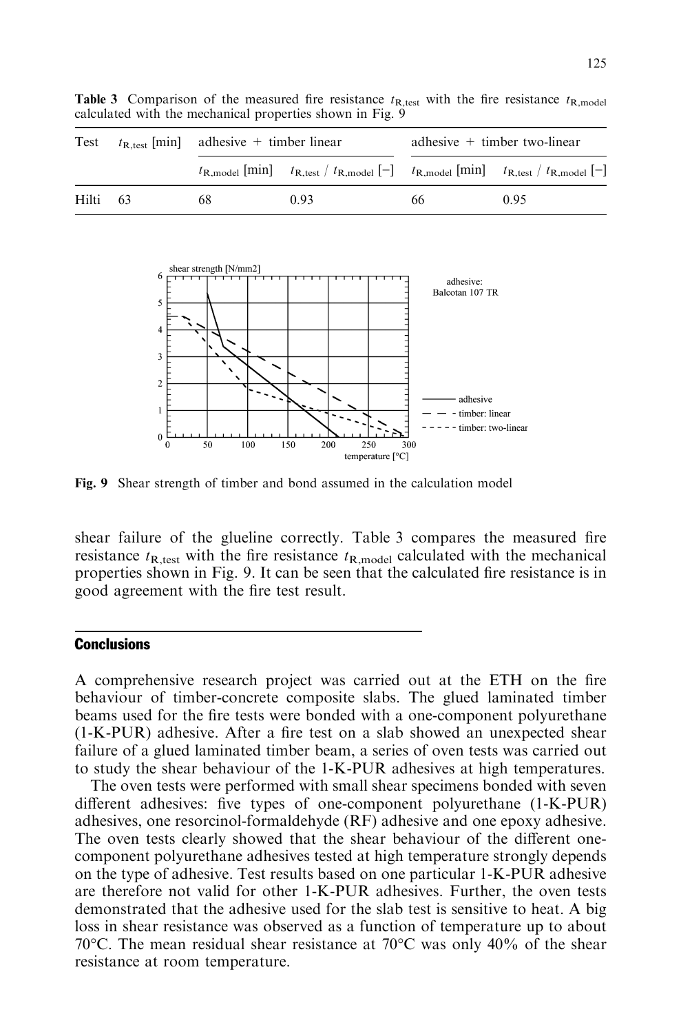**Table 3** Comparison of the measured fire resistance $t_{R,test}$ with the fire resistance $t_{R,model}$ calculated with the mechanical properties shown in Fig. 9

| Test | $t_{R,test}$ [min] | adhesive + timber linear | | adhesive + timber two-linear | |
|---|---|---|---|---|---|
| | | $t_{R,model}$ [min] | $t_{R,test}$ / $t_{R,model}$ [–] | $t_{R,model}$ [min] | $t_{R,test}$ / $t_{R,model}$ [–] |
| Hilti | 63 | 68 | 0.93 | 66 | 0.95 |

**Fig. 9** Shear strength of timber and bond assumed in the calculation model

shear failure of the glueline correctly. Table 3 compares the measured fire resistance $t_{R,test}$ with the fire resistance $t_{R,model}$ calculated with the mechanical properties shown in Fig. 9. It can be seen that the calculated fire resistance is in good agreement with the fire test result.

## Conclusions

A comprehensive research project was carried out at the ETH on the fire behaviour of timber-concrete composite slabs. The glued laminated timber beams used for the fire tests were bonded with a one-component polyurethane (1-K-PUR) adhesive. After a fire test on a slab showed an unexpected shear failure of a glued laminated timber beam, a series of oven tests was carried out to study the shear behaviour of the 1-K-PUR adhesives at high temperatures.

The oven tests were performed with small shear specimens bonded with seven different adhesives: five types of one-component polyurethane (1-K-PUR) adhesives, one resorcinol-formaldehyde (RF) adhesive and one epoxy adhesive. The oven tests clearly showed that the shear behaviour of the different one-component polyurethane adhesives tested at high temperature strongly depends on the type of adhesive. Test results based on one particular 1-K-PUR adhesive are therefore not valid for other 1-K-PUR adhesives. Further, the oven tests demonstrated that the adhesive used for the slab test is sensitive to heat. A big loss in shear resistance was observed as a function of temperature up to about 70°C. The mean residual shear resistance at 70°C was only 40% of the shear resistance at room temperature.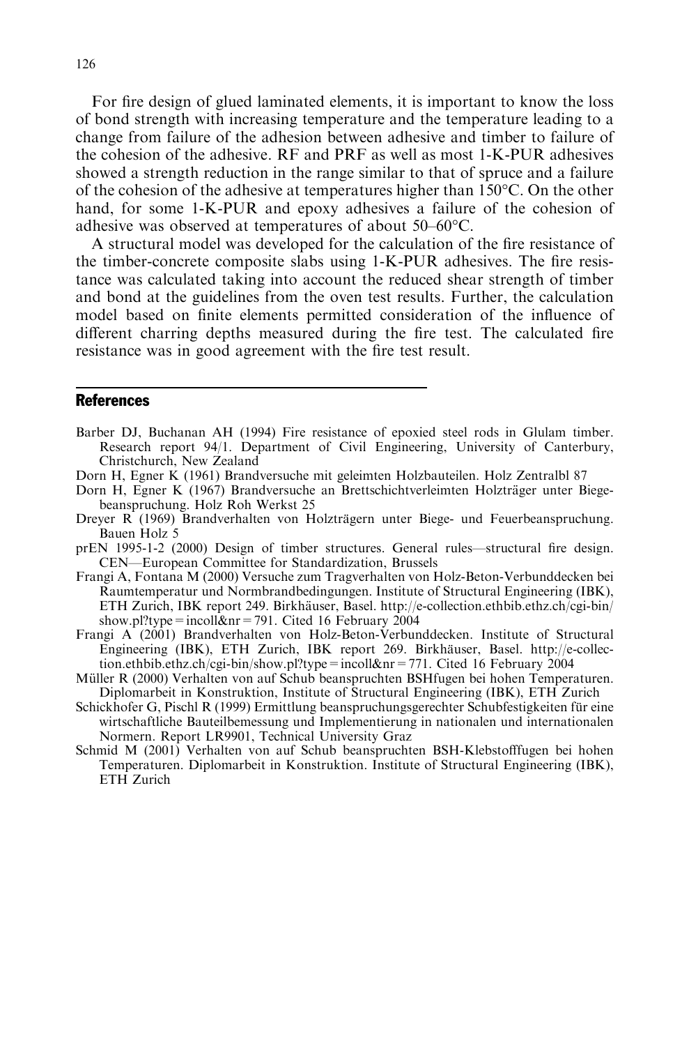For fire design of glued laminated elements, it is important to know the loss of bond strength with increasing temperature and the temperature leading to a change from failure of the adhesion between adhesive and timber to failure of the cohesion of the adhesive. RF and PRF as well as most 1-K-PUR adhesives showed a strength reduction in the range similar to that of spruce and a failure of the cohesion of the adhesive at temperatures higher than 150°C. On the other hand, for some 1-K-PUR and epoxy adhesives a failure of the cohesion of adhesive was observed at temperatures of about 50–60°C.

A structural model was developed for the calculation of the fire resistance of the timber-concrete composite slabs using 1-K-PUR adhesives. The fire resistance was calculated taking into account the reduced shear strength of timber and bond at the guidelines from the oven test results. Further, the calculation model based on finite elements permitted consideration of the influence of different charring depths measured during the fire test. The calculated fire resistance was in good agreement with the fire test result.

## References

Barber DJ, Buchanan AH (1994) Fire resistance of epoxied steel rods in Glulam timber. Research report 94/1. Department of Civil Engineering, University of Canterbury, Christchurch, New Zealand

Dorn H, Egner K (1961) Brandversuche mit geleimten Holzbauteilen. Holz Zentralbl 87

Dorn H, Egner K (1967) Brandversuche an Brettschichtverleimten Holzträger unter Biegebeanspruchung. Holz Roh Werkst 25

Dreyer R (1969) Brandverhalten von Holzträgern unter Biege- und Feuerbeanspruchung. Bauen Holz 5

prEN 1995-1-2 (2000) Design of timber structures. General rules—structural fire design. CEN—European Committee for Standardization, Brussels

Frangi A, Fontana M (2000) Versuche zum Tragverhalten von Holz-Beton-Verbunddecken bei Raumtemperatur und Normbrandbedingungen. Institute of Structural Engineering (IBK), ETH Zurich, IBK report 249. Birkhäuser, Basel. http://e-collection.ethbib.ethz.ch/cgi-bin/show.pl?type = incoll&nr = 791. Cited 16 February 2004

Frangi A (2001) Brandverhalten von Holz-Beton-Verbunddecken. Institute of Structural Engineering (IBK), ETH Zurich, IBK report 269. Birkhäuser, Basel. http://e-collection.ethbib.ethz.ch/cgi-bin/show.pl?type = incoll&nr = 771. Cited 16 February 2004

Müller R (2000) Verhalten von auf Schub beanspruchten BSHfugen bei hohen Temperaturen. Diplomarbeit in Konstruktion, Institute of Structural Engineering (IBK), ETH Zurich

Schickhofer G, Pischl R (1999) Ermittlung beanspruchungsgerechter Schubfestigkeiten für eine wirtschaftliche Bauteilbemessung und Implementierung in nationalen und internationalen Normern. Report LR9901, Technical University Graz

Schmid M (2001) Verhalten von auf Schub beanspruchten BSH-Klebstofffugen bei hohen Temperaturen. Diplomarbeit in Konstruktion. Institute of Structural Engineering (IBK), ETH Zurich